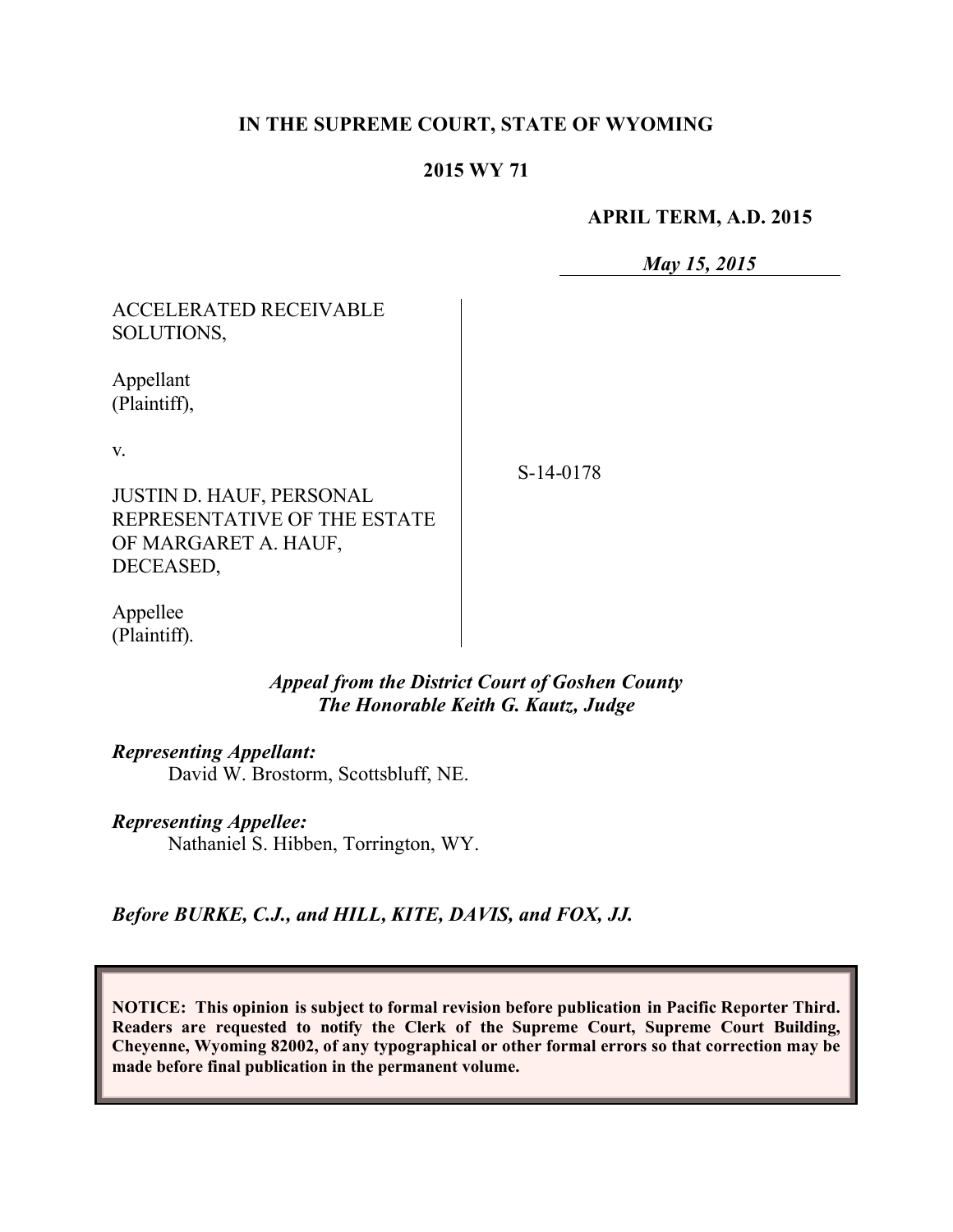**IN THE SUPREME COURT, STATE OF WYOMING**

**2015 WY 71**

**APRIL TERM, A.D. 2015**

***May 15, 2015***

ACCELERATED RECEIVABLE SOLUTIONS,

Appellant (Plaintiff),

v.

JUSTIN D. HAUF, PERSONAL REPRESENTATIVE OF THE ESTATE OF MARGARET A. HAUF, DECEASED,

Appellee (Plaintiff).

S-14-0178

***Appeal from the District Court of Goshen County***
***The Honorable Keith G. Kautz, Judge***

***Representing Appellant:***
David W. Brostorm, Scottsbluff, NE.

***Representing Appellee:***
Nathaniel S. Hibben, Torrington, WY.

***Before BURKE, C.J., and HILL, KITE, DAVIS, and FOX, JJ.***

**NOTICE: This opinion is subject to formal revision before publication in Pacific Reporter Third. Readers are requested to notify the Clerk of the Supreme Court, Supreme Court Building, Cheyenne, Wyoming 82002, of any typographical or other formal errors so that correction may be made before final publication in the permanent volume.**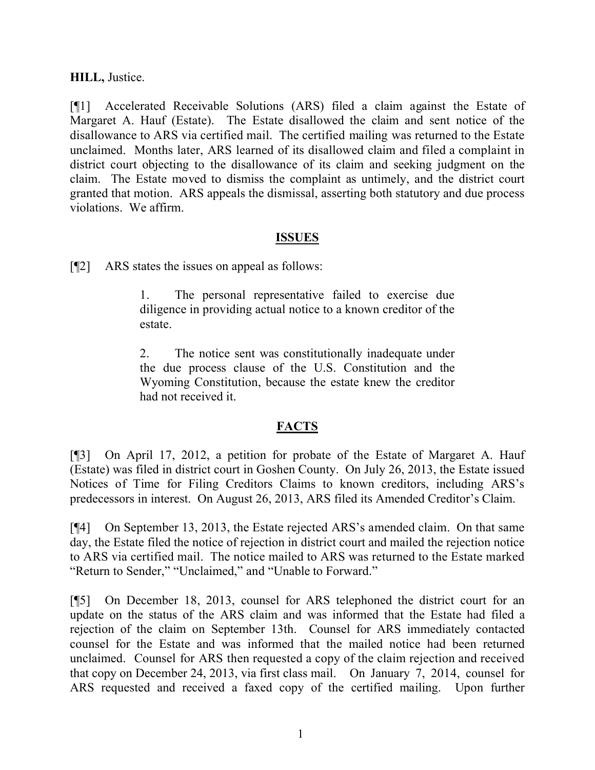**HILL,** Justice.

[¶1] Accelerated Receivable Solutions (ARS) filed a claim against the Estate of Margaret A. Hauf (Estate). The Estate disallowed the claim and sent notice of the disallowance to ARS via certified mail. The certified mailing was returned to the Estate unclaimed. Months later, ARS learned of its disallowed claim and filed a complaint in district court objecting to the disallowance of its claim and seeking judgment on the claim. The Estate moved to dismiss the complaint as untimely, and the district court granted that motion. ARS appeals the dismissal, asserting both statutory and due process violations. We affirm.

## ISSUES

[¶2] ARS states the issues on appeal as follows:

> 1. The personal representative failed to exercise due diligence in providing actual notice to a known creditor of the estate.
>
> 2. The notice sent was constitutionally inadequate under the due process clause of the U.S. Constitution and the Wyoming Constitution, because the estate knew the creditor had not received it.

## FACTS

[¶3] On April 17, 2012, a petition for probate of the Estate of Margaret A. Hauf (Estate) was filed in district court in Goshen County. On July 26, 2013, the Estate issued Notices of Time for Filing Creditors Claims to known creditors, including ARS's predecessors in interest. On August 26, 2013, ARS filed its Amended Creditor's Claim.

[¶4] On September 13, 2013, the Estate rejected ARS's amended claim. On that same day, the Estate filed the notice of rejection in district court and mailed the rejection notice to ARS via certified mail. The notice mailed to ARS was returned to the Estate marked "Return to Sender," "Unclaimed," and "Unable to Forward."

[¶5] On December 18, 2013, counsel for ARS telephoned the district court for an update on the status of the ARS claim and was informed that the Estate had filed a rejection of the claim on September 13th. Counsel for ARS immediately contacted counsel for the Estate and was informed that the mailed notice had been returned unclaimed. Counsel for ARS then requested a copy of the claim rejection and received that copy on December 24, 2013, via first class mail. On January 7, 2014, counsel for ARS requested and received a faxed copy of the certified mailing. Upon further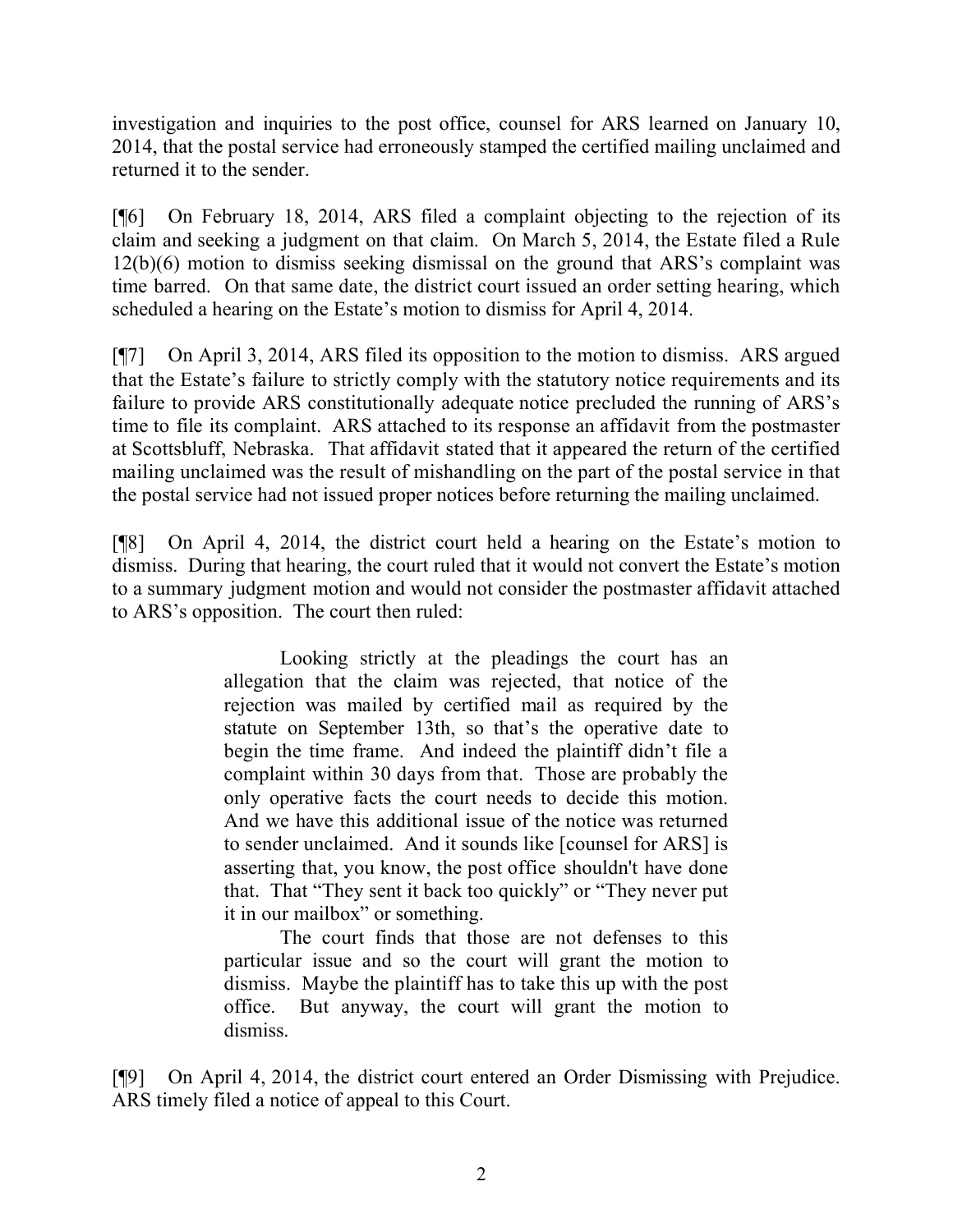investigation and inquiries to the post office, counsel for ARS learned on January 10, 2014, that the postal service had erroneously stamped the certified mailing unclaimed and returned it to the sender.

[¶6] On February 18, 2014, ARS filed a complaint objecting to the rejection of its claim and seeking a judgment on that claim. On March 5, 2014, the Estate filed a Rule 12(b)(6) motion to dismiss seeking dismissal on the ground that ARS's complaint was time barred. On that same date, the district court issued an order setting hearing, which scheduled a hearing on the Estate's motion to dismiss for April 4, 2014.

[¶7] On April 3, 2014, ARS filed its opposition to the motion to dismiss. ARS argued that the Estate's failure to strictly comply with the statutory notice requirements and its failure to provide ARS constitutionally adequate notice precluded the running of ARS's time to file its complaint. ARS attached to its response an affidavit from the postmaster at Scottsbluff, Nebraska. That affidavit stated that it appeared the return of the certified mailing unclaimed was the result of mishandling on the part of the postal service in that the postal service had not issued proper notices before returning the mailing unclaimed.

[¶8] On April 4, 2014, the district court held a hearing on the Estate's motion to dismiss. During that hearing, the court ruled that it would not convert the Estate's motion to a summary judgment motion and would not consider the postmaster affidavit attached to ARS's opposition. The court then ruled:

> Looking strictly at the pleadings the court has an allegation that the claim was rejected, that notice of the rejection was mailed by certified mail as required by the statute on September 13th, so that's the operative date to begin the time frame. And indeed the plaintiff didn't file a complaint within 30 days from that. Those are probably the only operative facts the court needs to decide this motion. And we have this additional issue of the notice was returned to sender unclaimed. And it sounds like [counsel for ARS] is asserting that, you know, the post office shouldn't have done that. That "They sent it back too quickly" or "They never put it in our mailbox" or something.
>
> The court finds that those are not defenses to this particular issue and so the court will grant the motion to dismiss. Maybe the plaintiff has to take this up with the post office. But anyway, the court will grant the motion to dismiss.

[¶9] On April 4, 2014, the district court entered an Order Dismissing with Prejudice. ARS timely filed a notice of appeal to this Court.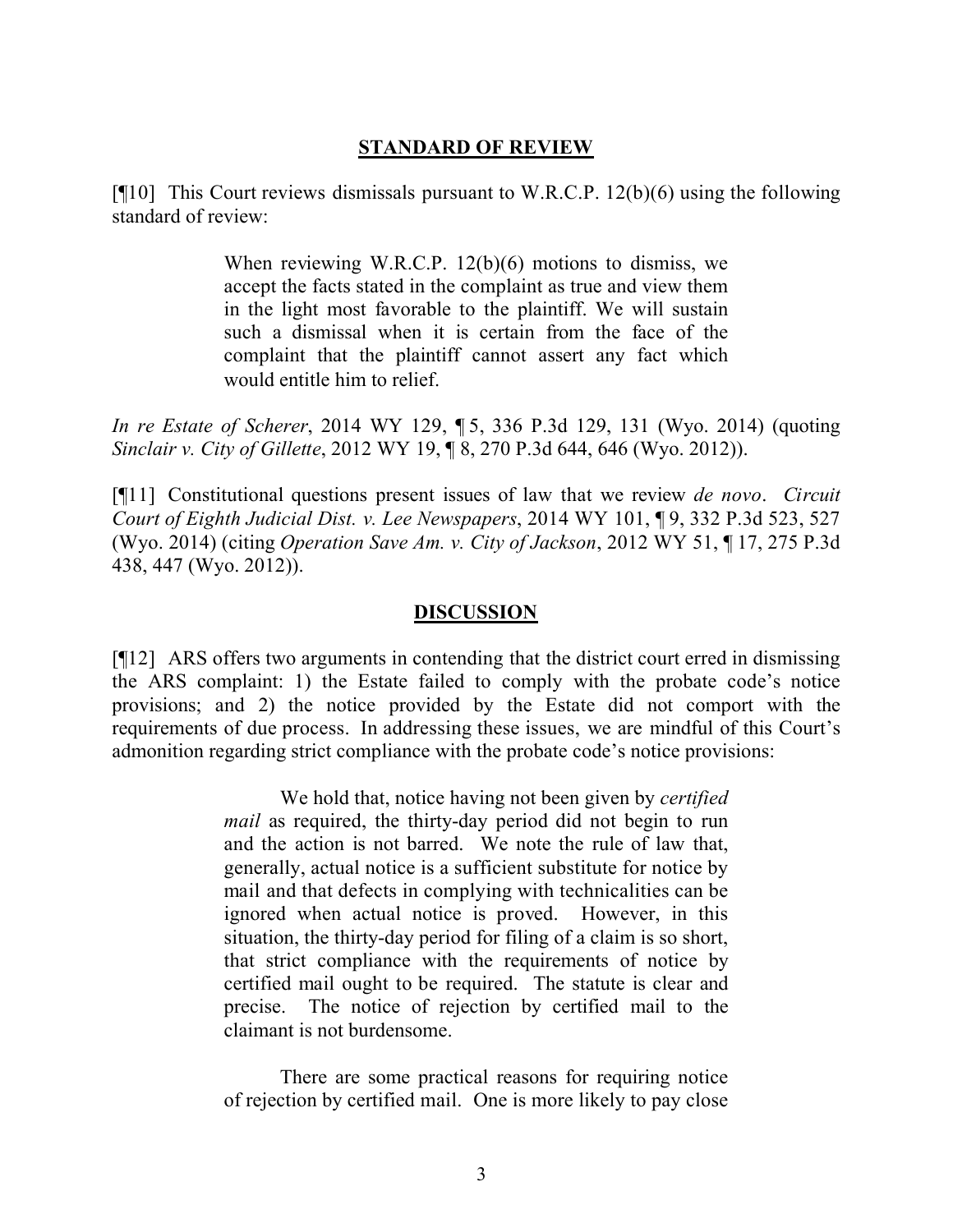## STANDARD OF REVIEW

[¶10] This Court reviews dismissals pursuant to W.R.C.P. 12(b)(6) using the following standard of review:

> When reviewing W.R.C.P. 12(b)(6) motions to dismiss, we accept the facts stated in the complaint as true and view them in the light most favorable to the plaintiff. We will sustain such a dismissal when it is certain from the face of the complaint that the plaintiff cannot assert any fact which would entitle him to relief.

*In re Estate of Scherer*, 2014 WY 129, ¶ 5, 336 P.3d 129, 131 (Wyo. 2014) (quoting *Sinclair v. City of Gillette*, 2012 WY 19, ¶ 8, 270 P.3d 644, 646 (Wyo. 2012)).

[¶11] Constitutional questions present issues of law that we review *de novo*. *Circuit Court of Eighth Judicial Dist. v. Lee Newspapers*, 2014 WY 101, ¶ 9, 332 P.3d 523, 527 (Wyo. 2014) (citing *Operation Save Am. v. City of Jackson*, 2012 WY 51, ¶ 17, 275 P.3d 438, 447 (Wyo. 2012)).

## DISCUSSION

[¶12] ARS offers two arguments in contending that the district court erred in dismissing the ARS complaint: 1) the Estate failed to comply with the probate code's notice provisions; and 2) the notice provided by the Estate did not comport with the requirements of due process. In addressing these issues, we are mindful of this Court's admonition regarding strict compliance with the probate code's notice provisions:

> We hold that, notice having not been given by *certified mail* as required, the thirty-day period did not begin to run and the action is not barred. We note the rule of law that, generally, actual notice is a sufficient substitute for notice by mail and that defects in complying with technicalities can be ignored when actual notice is proved. However, in this situation, the thirty-day period for filing of a claim is so short, that strict compliance with the requirements of notice by certified mail ought to be required. The statute is clear and precise. The notice of rejection by certified mail to the claimant is not burdensome.
>
> There are some practical reasons for requiring notice of rejection by certified mail. One is more likely to pay close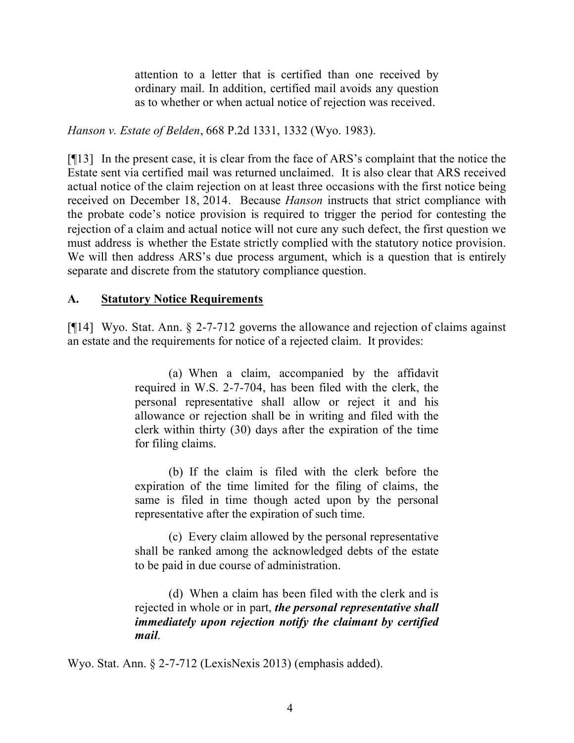> attention to a letter that is certified than one received by ordinary mail. In addition, certified mail avoids any question as to whether or when actual notice of rejection was received.

*Hanson v. Estate of Belden*, 668 P.2d 1331, 1332 (Wyo. 1983).

[¶13] In the present case, it is clear from the face of ARS's complaint that the notice the Estate sent via certified mail was returned unclaimed. It is also clear that ARS received actual notice of the claim rejection on at least three occasions with the first notice being received on December 18, 2014. Because *Hanson* instructs that strict compliance with the probate code's notice provision is required to trigger the period for contesting the rejection of a claim and actual notice will not cure any such defect, the first question we must address is whether the Estate strictly complied with the statutory notice provision. We will then address ARS's due process argument, which is a question that is entirely separate and discrete from the statutory compliance question.

### A. <u>Statutory Notice Requirements</u>

[¶14] Wyo. Stat. Ann. § 2-7-712 governs the allowance and rejection of claims against an estate and the requirements for notice of a rejected claim. It provides:

> (a) When a claim, accompanied by the affidavit required in W.S. 2-7-704, has been filed with the clerk, the personal representative shall allow or reject it and his allowance or rejection shall be in writing and filed with the clerk within thirty (30) days after the expiration of the time for filing claims.
>
> (b) If the claim is filed with the clerk before the expiration of the time limited for the filing of claims, the same is filed in time though acted upon by the personal representative after the expiration of such time.
>
> (c) Every claim allowed by the personal representative shall be ranked among the acknowledged debts of the estate to be paid in due course of administration.
>
> (d) When a claim has been filed with the clerk and is rejected in whole or in part, ***the personal representative shall immediately upon rejection notify the claimant by certified mail***.

Wyo. Stat. Ann. § 2-7-712 (LexisNexis 2013) (emphasis added).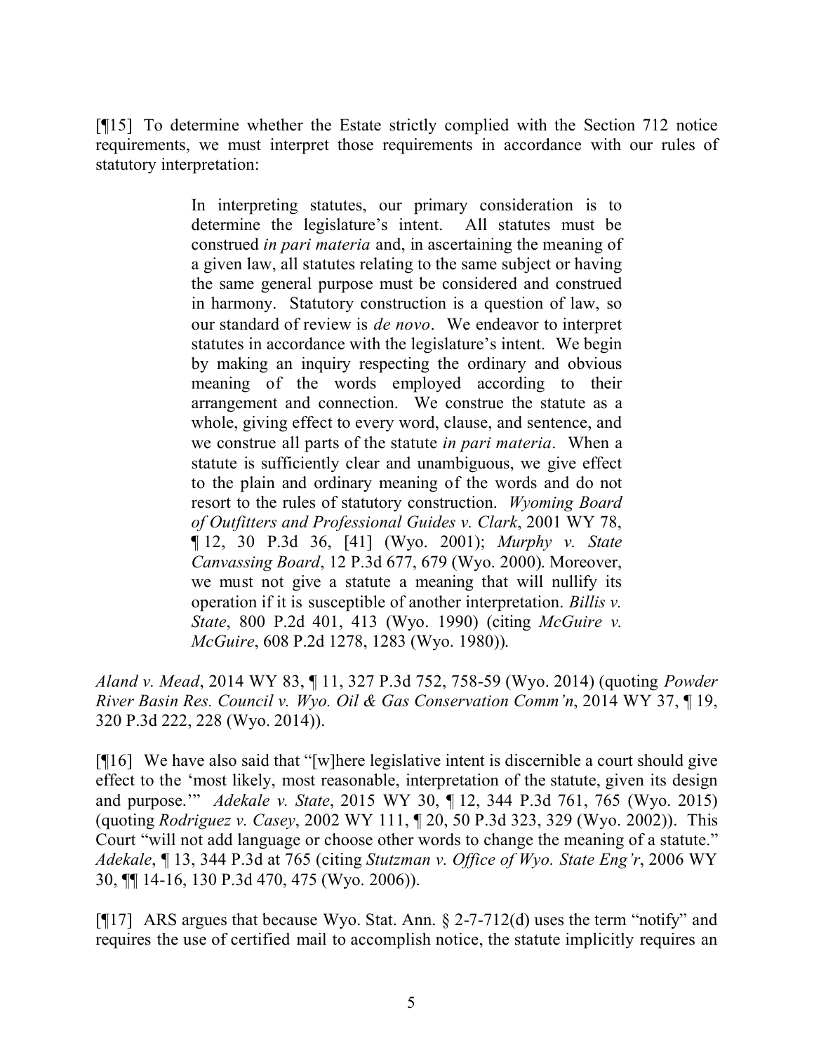[¶15] To determine whether the Estate strictly complied with the Section 712 notice requirements, we must interpret those requirements in accordance with our rules of statutory interpretation:

> In interpreting statutes, our primary consideration is to determine the legislature's intent. All statutes must be construed *in pari materia* and, in ascertaining the meaning of a given law, all statutes relating to the same subject or having the same general purpose must be considered and construed in harmony. Statutory construction is a question of law, so our standard of review is *de novo*. We endeavor to interpret statutes in accordance with the legislature's intent. We begin by making an inquiry respecting the ordinary and obvious meaning of the words employed according to their arrangement and connection. We construe the statute as a whole, giving effect to every word, clause, and sentence, and we construe all parts of the statute *in pari materia*. When a statute is sufficiently clear and unambiguous, we give effect to the plain and ordinary meaning of the words and do not resort to the rules of statutory construction. *Wyoming Board of Outfitters and Professional Guides v. Clark*, 2001 WY 78, ¶ 12, 30 P.3d 36, [41] (Wyo. 2001); *Murphy v. State Canvassing Board*, 12 P.3d 677, 679 (Wyo. 2000). Moreover, we must not give a statute a meaning that will nullify its operation if it is susceptible of another interpretation. *Billis v. State*, 800 P.2d 401, 413 (Wyo. 1990) (citing *McGuire v. McGuire*, 608 P.2d 1278, 1283 (Wyo. 1980)).

*Aland v. Mead*, 2014 WY 83, ¶ 11, 327 P.3d 752, 758-59 (Wyo. 2014) (quoting *Powder River Basin Res. Council v. Wyo. Oil & Gas Conservation Comm'n*, 2014 WY 37, ¶ 19, 320 P.3d 222, 228 (Wyo. 2014)).

[¶16] We have also said that "[w]here legislative intent is discernible a court should give effect to the 'most likely, most reasonable, interpretation of the statute, given its design and purpose.'" *Adekale v. State*, 2015 WY 30, ¶ 12, 344 P.3d 761, 765 (Wyo. 2015) (quoting *Rodriguez v. Casey*, 2002 WY 111, ¶ 20, 50 P.3d 323, 329 (Wyo. 2002)). This Court "will not add language or choose other words to change the meaning of a statute." *Adekale*, ¶ 13, 344 P.3d at 765 (citing *Stutzman v. Office of Wyo. State Eng'r*, 2006 WY 30, ¶¶ 14-16, 130 P.3d 470, 475 (Wyo. 2006)).

[¶17] ARS argues that because Wyo. Stat. Ann. § 2-7-712(d) uses the term "notify" and requires the use of certified mail to accomplish notice, the statute implicitly requires an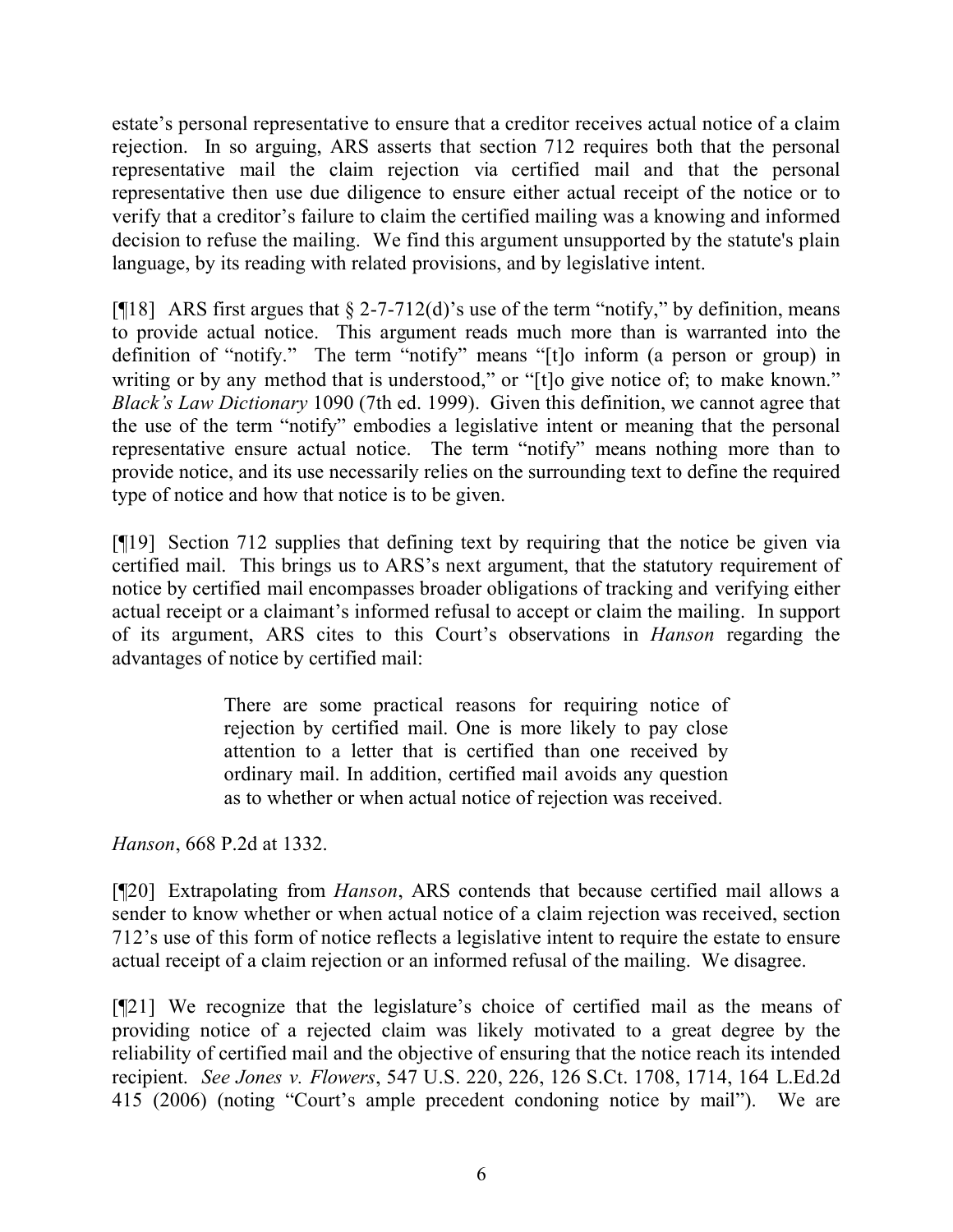estate's personal representative to ensure that a creditor receives actual notice of a claim rejection. In so arguing, ARS asserts that section 712 requires both that the personal representative mail the claim rejection via certified mail and that the personal representative then use due diligence to ensure either actual receipt of the notice or to verify that a creditor's failure to claim the certified mailing was a knowing and informed decision to refuse the mailing. We find this argument unsupported by the statute's plain language, by its reading with related provisions, and by legislative intent.

[¶18] ARS first argues that § 2-7-712(d)'s use of the term "notify," by definition, means to provide actual notice. This argument reads much more than is warranted into the definition of "notify." The term "notify" means "[t]o inform (a person or group) in writing or by any method that is understood," or "[t]o give notice of; to make known." *Black's Law Dictionary* 1090 (7th ed. 1999). Given this definition, we cannot agree that the use of the term "notify" embodies a legislative intent or meaning that the personal representative ensure actual notice. The term "notify" means nothing more than to provide notice, and its use necessarily relies on the surrounding text to define the required type of notice and how that notice is to be given.

[¶19] Section 712 supplies that defining text by requiring that the notice be given via certified mail. This brings us to ARS's next argument, that the statutory requirement of notice by certified mail encompasses broader obligations of tracking and verifying either actual receipt or a claimant's informed refusal to accept or claim the mailing. In support of its argument, ARS cites to this Court's observations in *Hanson* regarding the advantages of notice by certified mail:

> There are some practical reasons for requiring notice of rejection by certified mail. One is more likely to pay close attention to a letter that is certified than one received by ordinary mail. In addition, certified mail avoids any question as to whether or when actual notice of rejection was received.

*Hanson*, 668 P.2d at 1332.

[¶20] Extrapolating from *Hanson*, ARS contends that because certified mail allows a sender to know whether or when actual notice of a claim rejection was received, section 712's use of this form of notice reflects a legislative intent to require the estate to ensure actual receipt of a claim rejection or an informed refusal of the mailing. We disagree.

[¶21] We recognize that the legislature's choice of certified mail as the means of providing notice of a rejected claim was likely motivated to a great degree by the reliability of certified mail and the objective of ensuring that the notice reach its intended recipient. *See Jones v. Flowers*, 547 U.S. 220, 226, 126 S.Ct. 1708, 1714, 164 L.Ed.2d 415 (2006) (noting "Court's ample precedent condoning notice by mail"). We are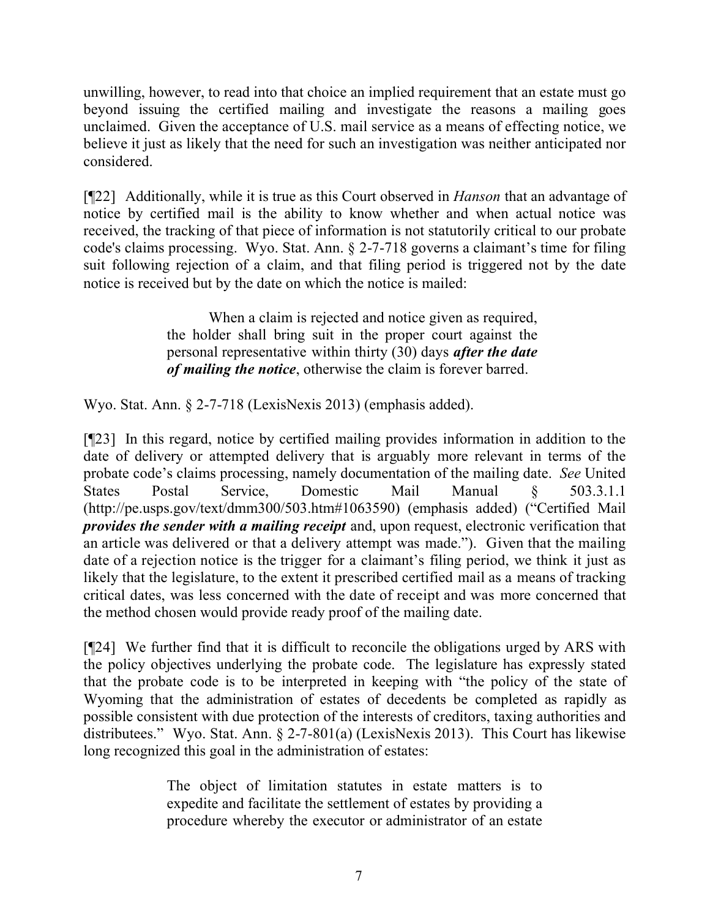unwilling, however, to read into that choice an implied requirement that an estate must go beyond issuing the certified mailing and investigate the reasons a mailing goes unclaimed. Given the acceptance of U.S. mail service as a means of effecting notice, we believe it just as likely that the need for such an investigation was neither anticipated nor considered.

[¶22] Additionally, while it is true as this Court observed in *Hanson* that an advantage of notice by certified mail is the ability to know whether and when actual notice was received, the tracking of that piece of information is not statutorily critical to our probate code's claims processing. Wyo. Stat. Ann. § 2-7-718 governs a claimant's time for filing suit following rejection of a claim, and that filing period is triggered not by the date notice is received but by the date on which the notice is mailed:

> When a claim is rejected and notice given as required, the holder shall bring suit in the proper court against the personal representative within thirty (30) days ***after the date of mailing the notice***, otherwise the claim is forever barred.

Wyo. Stat. Ann. § 2-7-718 (LexisNexis 2013) (emphasis added).

[¶23] In this regard, notice by certified mailing provides information in addition to the date of delivery or attempted delivery that is arguably more relevant in terms of the probate code's claims processing, namely documentation of the mailing date. *See* United States Postal Service, Domestic Mail Manual § 503.3.1.1 (http://pe.usps.gov/text/dmm300/503.htm#1063590) (emphasis added) ("Certified Mail ***provides the sender with a mailing receipt*** and, upon request, electronic verification that an article was delivered or that a delivery attempt was made."). Given that the mailing date of a rejection notice is the trigger for a claimant's filing period, we think it just as likely that the legislature, to the extent it prescribed certified mail as a means of tracking critical dates, was less concerned with the date of receipt and was more concerned that the method chosen would provide ready proof of the mailing date.

[¶24] We further find that it is difficult to reconcile the obligations urged by ARS with the policy objectives underlying the probate code. The legislature has expressly stated that the probate code is to be interpreted in keeping with "the policy of the state of Wyoming that the administration of estates of decedents be completed as rapidly as possible consistent with due protection of the interests of creditors, taxing authorities and distributees." Wyo. Stat. Ann. § 2-7-801(a) (LexisNexis 2013). This Court has likewise long recognized this goal in the administration of estates:

> The object of limitation statutes in estate matters is to expedite and facilitate the settlement of estates by providing a procedure whereby the executor or administrator of an estate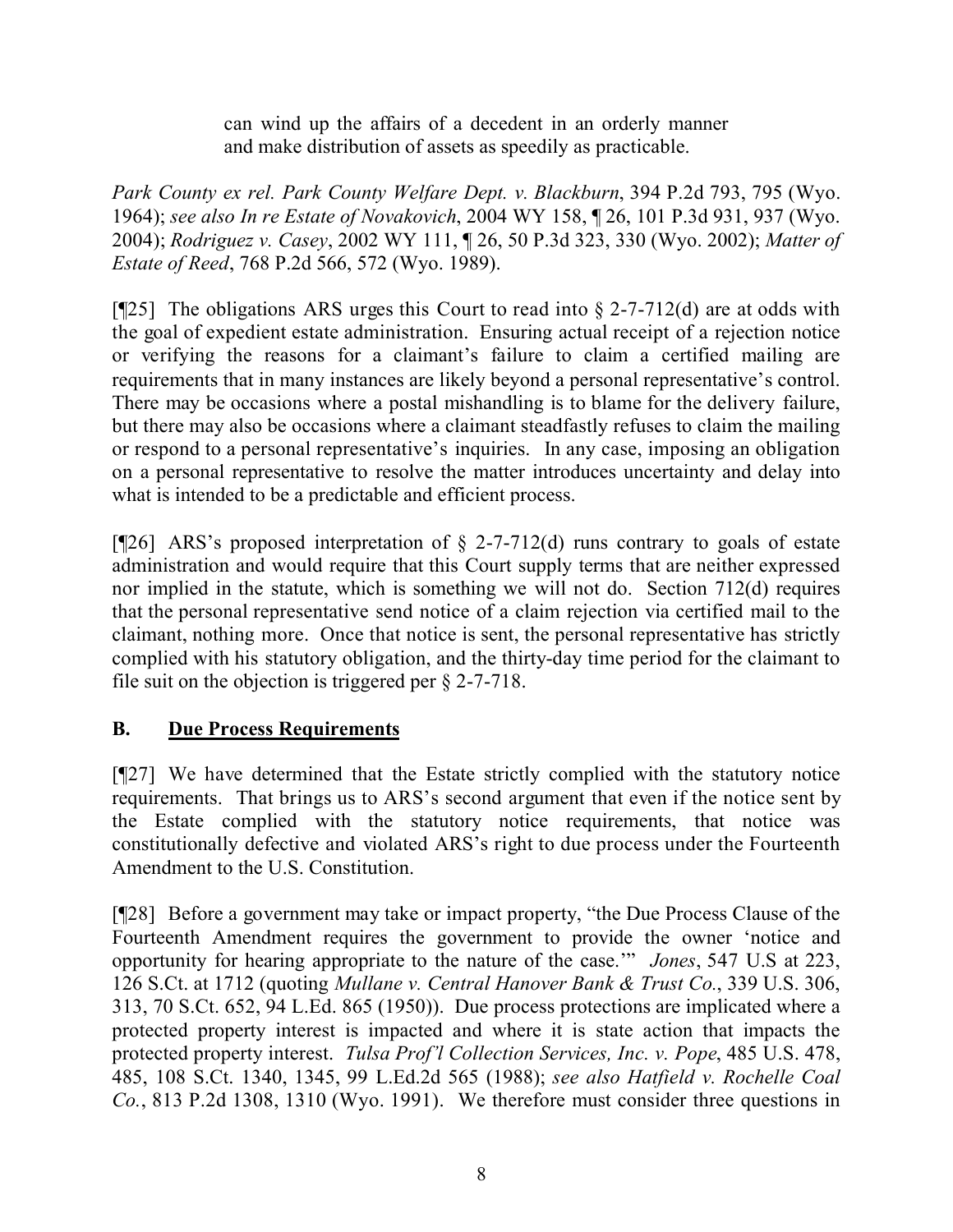> can wind up the affairs of a decedent in an orderly manner and make distribution of assets as speedily as practicable.

*Park County ex rel. Park County Welfare Dept. v. Blackburn*, 394 P.2d 793, 795 (Wyo. 1964); *see also In re Estate of Novakovich*, 2004 WY 158, ¶ 26, 101 P.3d 931, 937 (Wyo. 2004); *Rodriguez v. Casey*, 2002 WY 111, ¶ 26, 50 P.3d 323, 330 (Wyo. 2002); *Matter of Estate of Reed*, 768 P.2d 566, 572 (Wyo. 1989).

[¶25] The obligations ARS urges this Court to read into § 2-7-712(d) are at odds with the goal of expedient estate administration. Ensuring actual receipt of a rejection notice or verifying the reasons for a claimant's failure to claim a certified mailing are requirements that in many instances are likely beyond a personal representative's control. There may be occasions where a postal mishandling is to blame for the delivery failure, but there may also be occasions where a claimant steadfastly refuses to claim the mailing or respond to a personal representative's inquiries. In any case, imposing an obligation on a personal representative to resolve the matter introduces uncertainty and delay into what is intended to be a predictable and efficient process.

[¶26] ARS's proposed interpretation of § 2-7-712(d) runs contrary to goals of estate administration and would require that this Court supply terms that are neither expressed nor implied in the statute, which is something we will not do. Section 712(d) requires that the personal representative send notice of a claim rejection via certified mail to the claimant, nothing more. Once that notice is sent, the personal representative has strictly complied with his statutory obligation, and the thirty-day time period for the claimant to file suit on the objection is triggered per § 2-7-718.

## B. <u>Due Process Requirements</u>

[¶27] We have determined that the Estate strictly complied with the statutory notice requirements. That brings us to ARS's second argument that even if the notice sent by the Estate complied with the statutory notice requirements, that notice was constitutionally defective and violated ARS's right to due process under the Fourteenth Amendment to the U.S. Constitution.

[¶28] Before a government may take or impact property, "the Due Process Clause of the Fourteenth Amendment requires the government to provide the owner 'notice and opportunity for hearing appropriate to the nature of the case.'" *Jones*, 547 U.S at 223, 126 S.Ct. at 1712 (quoting *Mullane v. Central Hanover Bank & Trust Co.*, 339 U.S. 306, 313, 70 S.Ct. 652, 94 L.Ed. 865 (1950)). Due process protections are implicated where a protected property interest is impacted and where it is state action that impacts the protected property interest. *Tulsa Prof'l Collection Services, Inc. v. Pope*, 485 U.S. 478, 485, 108 S.Ct. 1340, 1345, 99 L.Ed.2d 565 (1988); *see also Hatfield v. Rochelle Coal Co.*, 813 P.2d 1308, 1310 (Wyo. 1991). We therefore must consider three questions in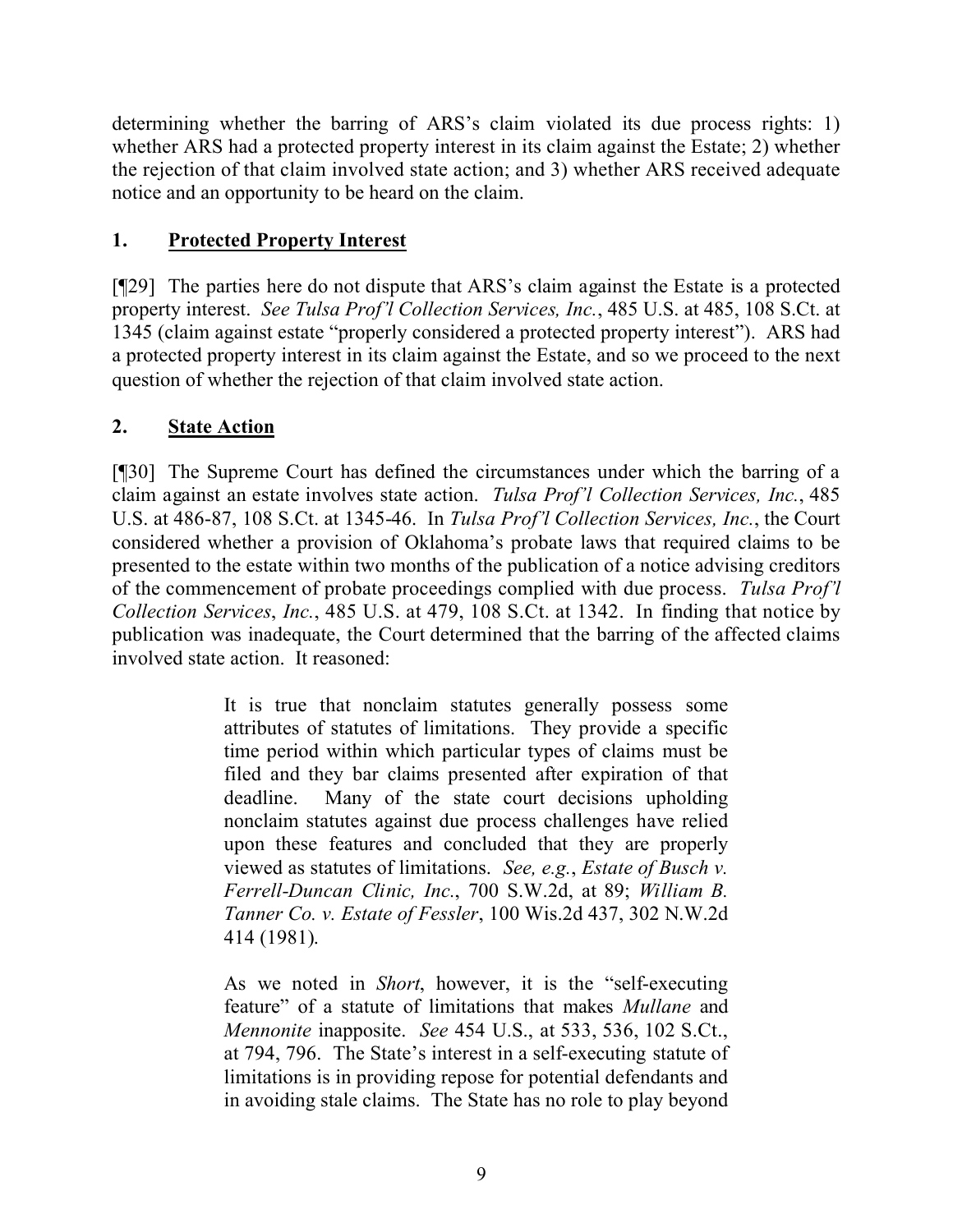determining whether the barring of ARS's claim violated its due process rights: 1) whether ARS had a protected property interest in its claim against the Estate; 2) whether the rejection of that claim involved state action; and 3) whether ARS received adequate notice and an opportunity to be heard on the claim.

## 1. **Protected Property Interest**

[¶29] The parties here do not dispute that ARS's claim against the Estate is a protected property interest. *See Tulsa Prof'l Collection Services, Inc.*, 485 U.S. at 485, 108 S.Ct. at 1345 (claim against estate "properly considered a protected property interest"). ARS had a protected property interest in its claim against the Estate, and so we proceed to the next question of whether the rejection of that claim involved state action.

## 2. **State Action**

[¶30] The Supreme Court has defined the circumstances under which the barring of a claim against an estate involves state action. *Tulsa Prof'l Collection Services, Inc.*, 485 U.S. at 486-87, 108 S.Ct. at 1345-46. In *Tulsa Prof'l Collection Services, Inc.*, the Court considered whether a provision of Oklahoma's probate laws that required claims to be presented to the estate within two months of the publication of a notice advising creditors of the commencement of probate proceedings complied with due process. *Tulsa Prof'l Collection Services*, *Inc.*, 485 U.S. at 479, 108 S.Ct. at 1342. In finding that notice by publication was inadequate, the Court determined that the barring of the affected claims involved state action. It reasoned:

> It is true that nonclaim statutes generally possess some attributes of statutes of limitations. They provide a specific time period within which particular types of claims must be filed and they bar claims presented after expiration of that deadline. Many of the state court decisions upholding nonclaim statutes against due process challenges have relied upon these features and concluded that they are properly viewed as statutes of limitations. *See, e.g.*, *Estate of Busch v. Ferrell-Duncan Clinic, Inc.*, 700 S.W.2d, at 89; *William B. Tanner Co. v. Estate of Fessler*, 100 Wis.2d 437, 302 N.W.2d 414 (1981).
>
> As we noted in *Short*, however, it is the "self-executing feature" of a statute of limitations that makes *Mullane* and *Mennonite* inapposite. *See* 454 U.S., at 533, 536, 102 S.Ct., at 794, 796. The State's interest in a self-executing statute of limitations is in providing repose for potential defendants and in avoiding stale claims. The State has no role to play beyond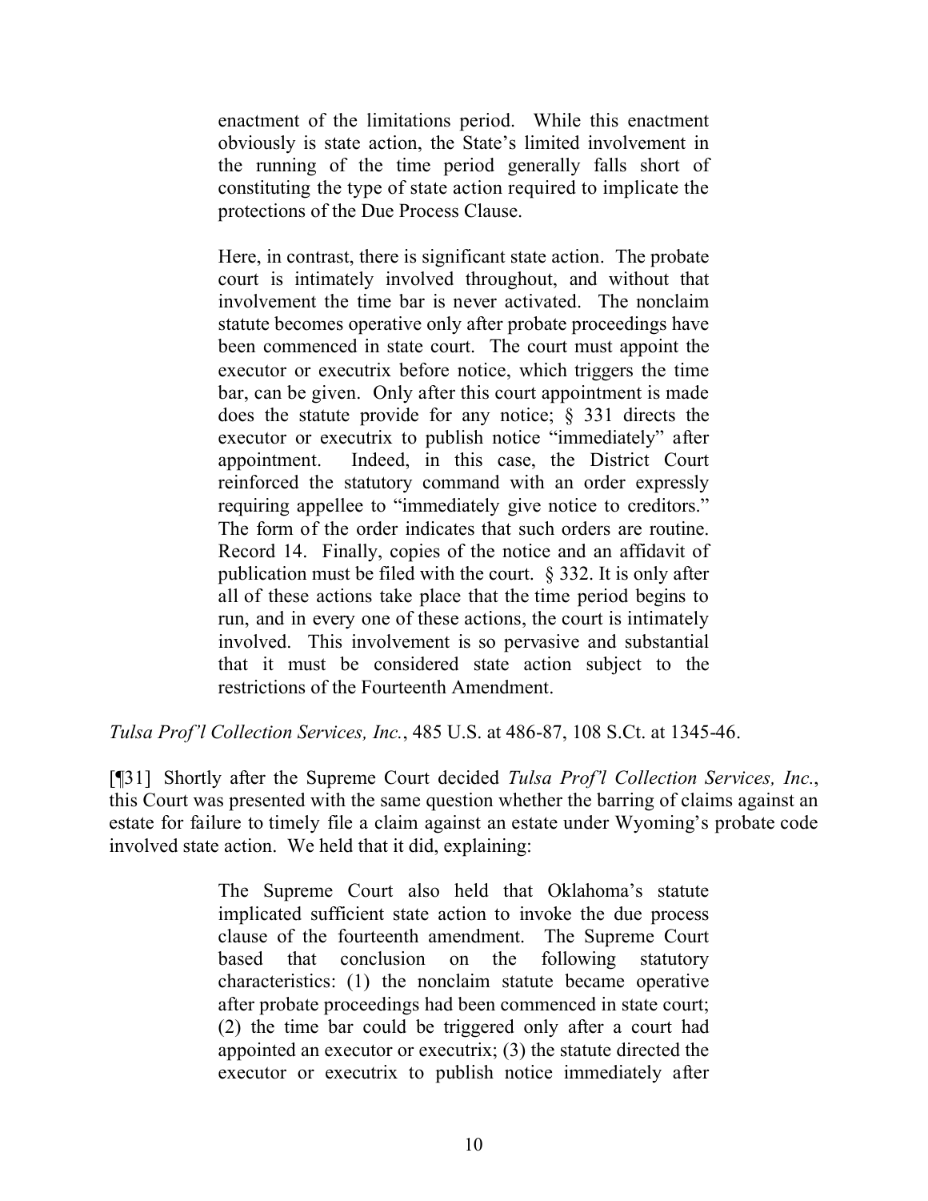> enactment of the limitations period. While this enactment obviously is state action, the State's limited involvement in the running of the time period generally falls short of constituting the type of state action required to implicate the protections of the Due Process Clause.
>
> Here, in contrast, there is significant state action. The probate court is intimately involved throughout, and without that involvement the time bar is never activated. The nonclaim statute becomes operative only after probate proceedings have been commenced in state court. The court must appoint the executor or executrix before notice, which triggers the time bar, can be given. Only after this court appointment is made does the statute provide for any notice; § 331 directs the executor or executrix to publish notice "immediately" after appointment. Indeed, in this case, the District Court reinforced the statutory command with an order expressly requiring appellee to "immediately give notice to creditors." The form of the order indicates that such orders are routine. Record 14. Finally, copies of the notice and an affidavit of publication must be filed with the court. § 332. It is only after all of these actions take place that the time period begins to run, and in every one of these actions, the court is intimately involved. This involvement is so pervasive and substantial that it must be considered state action subject to the restrictions of the Fourteenth Amendment.

*Tulsa Prof'l Collection Services, Inc.*, 485 U.S. at 486-87, 108 S.Ct. at 1345-46.

[¶31] Shortly after the Supreme Court decided *Tulsa Prof'l Collection Services, Inc.*, this Court was presented with the same question whether the barring of claims against an estate for failure to timely file a claim against an estate under Wyoming's probate code involved state action. We held that it did, explaining:

> The Supreme Court also held that Oklahoma's statute implicated sufficient state action to invoke the due process clause of the fourteenth amendment. The Supreme Court based that conclusion on the following statutory characteristics: (1) the nonclaim statute became operative after probate proceedings had been commenced in state court; (2) the time bar could be triggered only after a court had appointed an executor or executrix; (3) the statute directed the executor or executrix to publish notice immediately after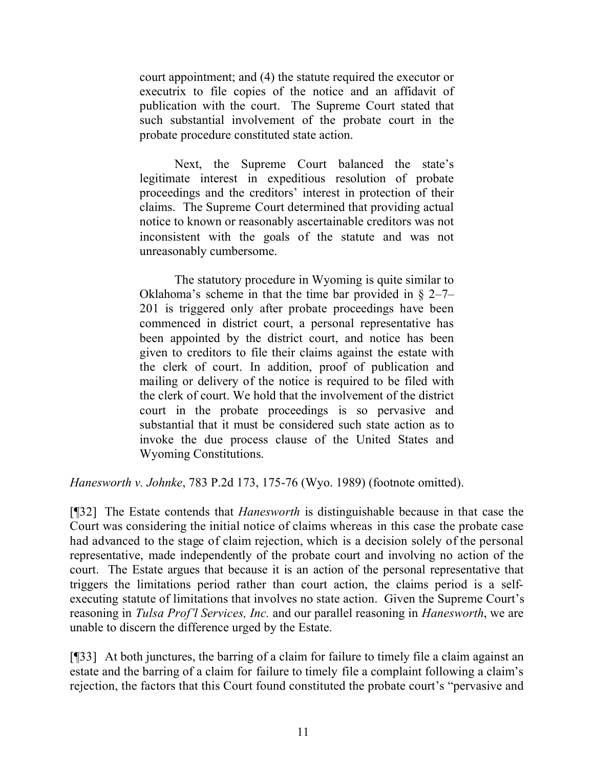court appointment; and (4) the statute required the executor or executrix to file copies of the notice and an affidavit of publication with the court. The Supreme Court stated that such substantial involvement of the probate court in the probate procedure constituted state action.

> Next, the Supreme Court balanced the state's legitimate interest in expeditious resolution of probate proceedings and the creditors' interest in protection of their claims. The Supreme Court determined that providing actual notice to known or reasonably ascertainable creditors was not inconsistent with the goals of the statute and was not unreasonably cumbersome.
>
> The statutory procedure in Wyoming is quite similar to Oklahoma's scheme in that the time bar provided in § 2–7–201 is triggered only after probate proceedings have been commenced in district court, a personal representative has been appointed by the district court, and notice has been given to creditors to file their claims against the estate with the clerk of court. In addition, proof of publication and mailing or delivery of the notice is required to be filed with the clerk of court. We hold that the involvement of the district court in the probate proceedings is so pervasive and substantial that it must be considered such state action as to invoke the due process clause of the United States and Wyoming Constitutions.

*Hanesworth v. Johnke*, 783 P.2d 173, 175-76 (Wyo. 1989) (footnote omitted).

[¶32] The Estate contends that *Hanesworth* is distinguishable because in that case the Court was considering the initial notice of claims whereas in this case the probate case had advanced to the stage of claim rejection, which is a decision solely of the personal representative, made independently of the probate court and involving no action of the court. The Estate argues that because it is an action of the personal representative that triggers the limitations period rather than court action, the claims period is a self-executing statute of limitations that involves no state action. Given the Supreme Court's reasoning in *Tulsa Prof'l Services, Inc.* and our parallel reasoning in *Hanesworth*, we are unable to discern the difference urged by the Estate.

[¶33] At both junctures, the barring of a claim for failure to timely file a claim against an estate and the barring of a claim for failure to timely file a complaint following a claim's rejection, the factors that this Court found constituted the probate court's "pervasive and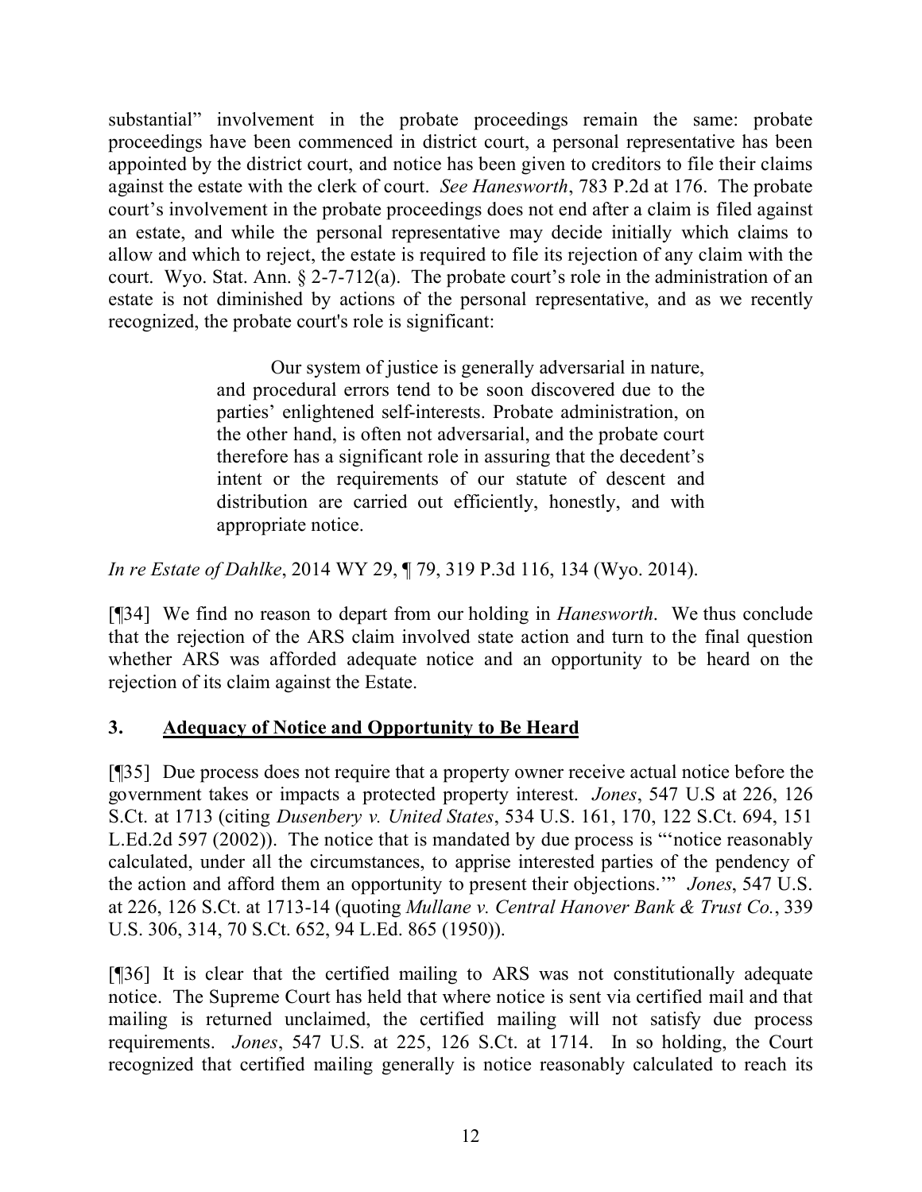substantial" involvement in the probate proceedings remain the same: probate proceedings have been commenced in district court, a personal representative has been appointed by the district court, and notice has been given to creditors to file their claims against the estate with the clerk of court. *See Hanesworth*, 783 P.2d at 176. The probate court's involvement in the probate proceedings does not end after a claim is filed against an estate, and while the personal representative may decide initially which claims to allow and which to reject, the estate is required to file its rejection of any claim with the court. Wyo. Stat. Ann. § 2-7-712(a). The probate court's role in the administration of an estate is not diminished by actions of the personal representative, and as we recently recognized, the probate court's role is significant:

> Our system of justice is generally adversarial in nature, and procedural errors tend to be soon discovered due to the parties' enlightened self-interests. Probate administration, on the other hand, is often not adversarial, and the probate court therefore has a significant role in assuring that the decedent's intent or the requirements of our statute of descent and distribution are carried out efficiently, honestly, and with appropriate notice.

*In re Estate of Dahlke*, 2014 WY 29, ¶ 79, 319 P.3d 116, 134 (Wyo. 2014).

[¶34] We find no reason to depart from our holding in *Hanesworth*. We thus conclude that the rejection of the ARS claim involved state action and turn to the final question whether ARS was afforded adequate notice and an opportunity to be heard on the rejection of its claim against the Estate.

### 3. Adequacy of Notice and Opportunity to Be Heard

[¶35] Due process does not require that a property owner receive actual notice before the government takes or impacts a protected property interest. *Jones*, 547 U.S at 226, 126 S.Ct. at 1713 (citing *Dusenbery v. United States*, 534 U.S. 161, 170, 122 S.Ct. 694, 151 L.Ed.2d 597 (2002)). The notice that is mandated by due process is "'notice reasonably calculated, under all the circumstances, to apprise interested parties of the pendency of the action and afford them an opportunity to present their objections.'" *Jones*, 547 U.S. at 226, 126 S.Ct. at 1713-14 (quoting *Mullane v. Central Hanover Bank & Trust Co.*, 339 U.S. 306, 314, 70 S.Ct. 652, 94 L.Ed. 865 (1950)).

[¶36] It is clear that the certified mailing to ARS was not constitutionally adequate notice. The Supreme Court has held that where notice is sent via certified mail and that mailing is returned unclaimed, the certified mailing will not satisfy due process requirements. *Jones*, 547 U.S. at 225, 126 S.Ct. at 1714. In so holding, the Court recognized that certified mailing generally is notice reasonably calculated to reach its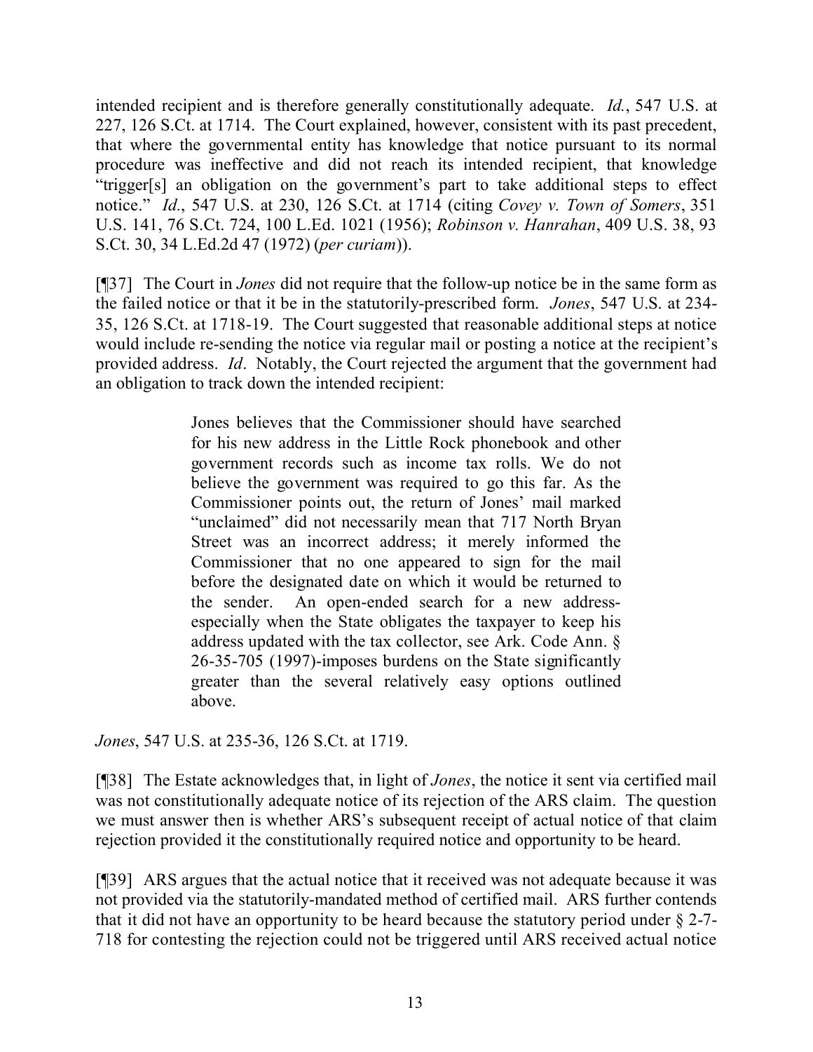intended recipient and is therefore generally constitutionally adequate. *Id.*, 547 U.S. at 227, 126 S.Ct. at 1714. The Court explained, however, consistent with its past precedent, that where the governmental entity has knowledge that notice pursuant to its normal procedure was ineffective and did not reach its intended recipient, that knowledge "trigger[s] an obligation on the government's part to take additional steps to effect notice." *Id.*, 547 U.S. at 230, 126 S.Ct. at 1714 (citing *Covey v. Town of Somers*, 351 U.S. 141, 76 S.Ct. 724, 100 L.Ed. 1021 (1956); *Robinson v. Hanrahan*, 409 U.S. 38, 93 S.Ct. 30, 34 L.Ed.2d 47 (1972) (*per curiam*)).

[¶37] The Court in *Jones* did not require that the follow-up notice be in the same form as the failed notice or that it be in the statutorily-prescribed form. *Jones*, 547 U.S. at 234-35, 126 S.Ct. at 1718-19. The Court suggested that reasonable additional steps at notice would include re-sending the notice via regular mail or posting a notice at the recipient's provided address. *Id*. Notably, the Court rejected the argument that the government had an obligation to track down the intended recipient:

> Jones believes that the Commissioner should have searched for his new address in the Little Rock phonebook and other government records such as income tax rolls. We do not believe the government was required to go this far. As the Commissioner points out, the return of Jones' mail marked "unclaimed" did not necessarily mean that 717 North Bryan Street was an incorrect address; it merely informed the Commissioner that no one appeared to sign for the mail before the designated date on which it would be returned to the sender. An open-ended search for a new address-especially when the State obligates the taxpayer to keep his address updated with the tax collector, see Ark. Code Ann. § 26-35-705 (1997)-imposes burdens on the State significantly greater than the several relatively easy options outlined above.

*Jones*, 547 U.S. at 235-36, 126 S.Ct. at 1719.

[¶38] The Estate acknowledges that, in light of *Jones*, the notice it sent via certified mail was not constitutionally adequate notice of its rejection of the ARS claim. The question we must answer then is whether ARS's subsequent receipt of actual notice of that claim rejection provided it the constitutionally required notice and opportunity to be heard.

[¶39] ARS argues that the actual notice that it received was not adequate because it was not provided via the statutorily-mandated method of certified mail. ARS further contends that it did not have an opportunity to be heard because the statutory period under § 2-7-718 for contesting the rejection could not be triggered until ARS received actual notice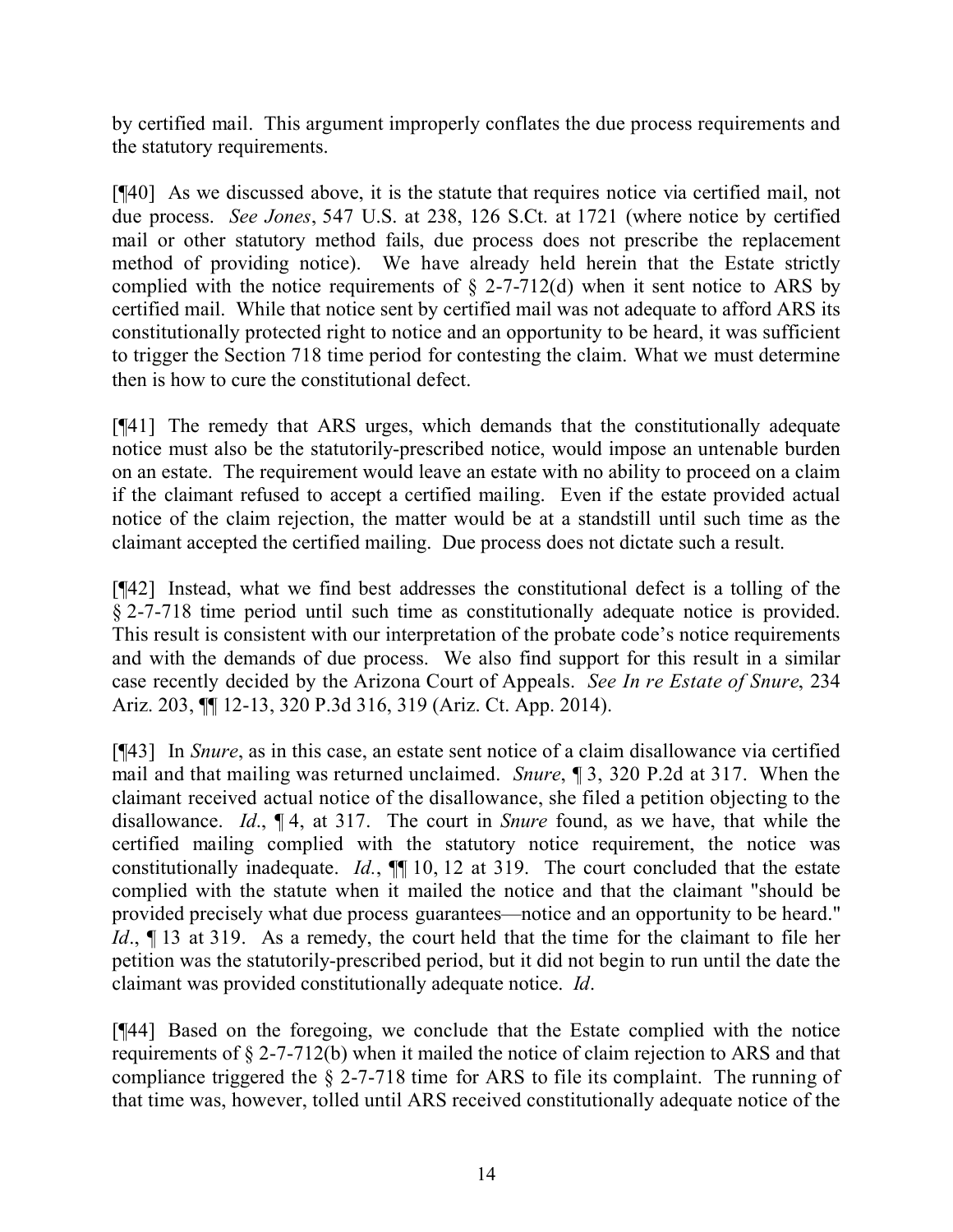by certified mail. This argument improperly conflates the due process requirements and the statutory requirements.

[¶40] As we discussed above, it is the statute that requires notice via certified mail, not due process. *See Jones*, 547 U.S. at 238, 126 S.Ct. at 1721 (where notice by certified mail or other statutory method fails, due process does not prescribe the replacement method of providing notice). We have already held herein that the Estate strictly complied with the notice requirements of § 2-7-712(d) when it sent notice to ARS by certified mail. While that notice sent by certified mail was not adequate to afford ARS its constitutionally protected right to notice and an opportunity to be heard, it was sufficient to trigger the Section 718 time period for contesting the claim. What we must determine then is how to cure the constitutional defect.

[¶41] The remedy that ARS urges, which demands that the constitutionally adequate notice must also be the statutorily-prescribed notice, would impose an untenable burden on an estate. The requirement would leave an estate with no ability to proceed on a claim if the claimant refused to accept a certified mailing. Even if the estate provided actual notice of the claim rejection, the matter would be at a standstill until such time as the claimant accepted the certified mailing. Due process does not dictate such a result.

[¶42] Instead, what we find best addresses the constitutional defect is a tolling of the § 2-7-718 time period until such time as constitutionally adequate notice is provided. This result is consistent with our interpretation of the probate code's notice requirements and with the demands of due process. We also find support for this result in a similar case recently decided by the Arizona Court of Appeals. *See In re Estate of Snure*, 234 Ariz. 203, ¶¶ 12-13, 320 P.3d 316, 319 (Ariz. Ct. App. 2014).

[¶43] In *Snure*, as in this case, an estate sent notice of a claim disallowance via certified mail and that mailing was returned unclaimed. *Snure*, ¶ 3, 320 P.2d at 317. When the claimant received actual notice of the disallowance, she filed a petition objecting to the disallowance. *Id*., ¶ 4, at 317. The court in *Snure* found, as we have, that while the certified mailing complied with the statutory notice requirement, the notice was constitutionally inadequate. *Id*., ¶¶ 10, 12 at 319. The court concluded that the estate complied with the statute when it mailed the notice and that the claimant "should be provided precisely what due process guarantees—notice and an opportunity to be heard." *Id*., ¶ 13 at 319. As a remedy, the court held that the time for the claimant to file her petition was the statutorily-prescribed period, but it did not begin to run until the date the claimant was provided constitutionally adequate notice. *Id*.

[¶44] Based on the foregoing, we conclude that the Estate complied with the notice requirements of § 2-7-712(b) when it mailed the notice of claim rejection to ARS and that compliance triggered the § 2-7-718 time for ARS to file its complaint. The running of that time was, however, tolled until ARS received constitutionally adequate notice of the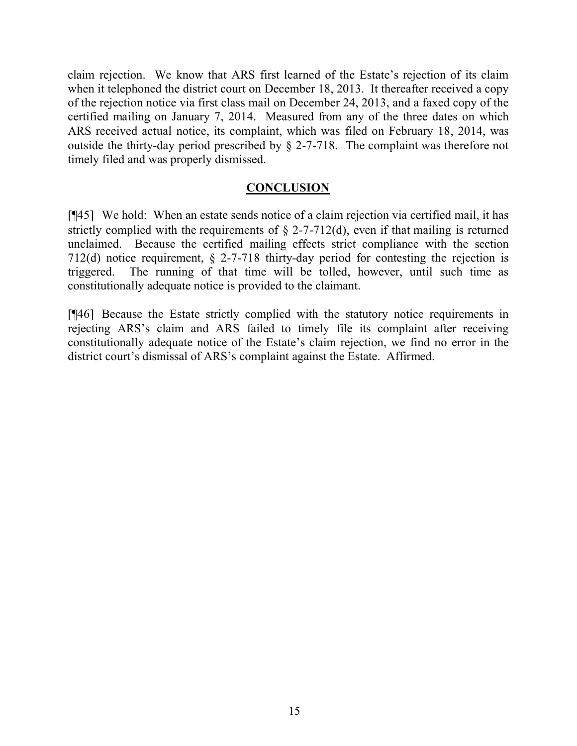claim rejection. We know that ARS first learned of the Estate's rejection of its claim when it telephoned the district court on December 18, 2013. It thereafter received a copy of the rejection notice via first class mail on December 24, 2013, and a faxed copy of the certified mailing on January 7, 2014. Measured from any of the three dates on which ARS received actual notice, its complaint, which was filed on February 18, 2014, was outside the thirty-day period prescribed by § 2-7-718. The complaint was therefore not timely filed and was properly dismissed.

## CONCLUSION

[¶45] We hold: When an estate sends notice of a claim rejection via certified mail, it has strictly complied with the requirements of § 2-7-712(d), even if that mailing is returned unclaimed. Because the certified mailing effects strict compliance with the section 712(d) notice requirement, § 2-7-718 thirty-day period for contesting the rejection is triggered. The running of that time will be tolled, however, until such time as constitutionally adequate notice is provided to the claimant.

[¶46] Because the Estate strictly complied with the statutory notice requirements in rejecting ARS's claim and ARS failed to timely file its complaint after receiving constitutionally adequate notice of the Estate's claim rejection, we find no error in the district court's dismissal of ARS's complaint against the Estate. Affirmed.